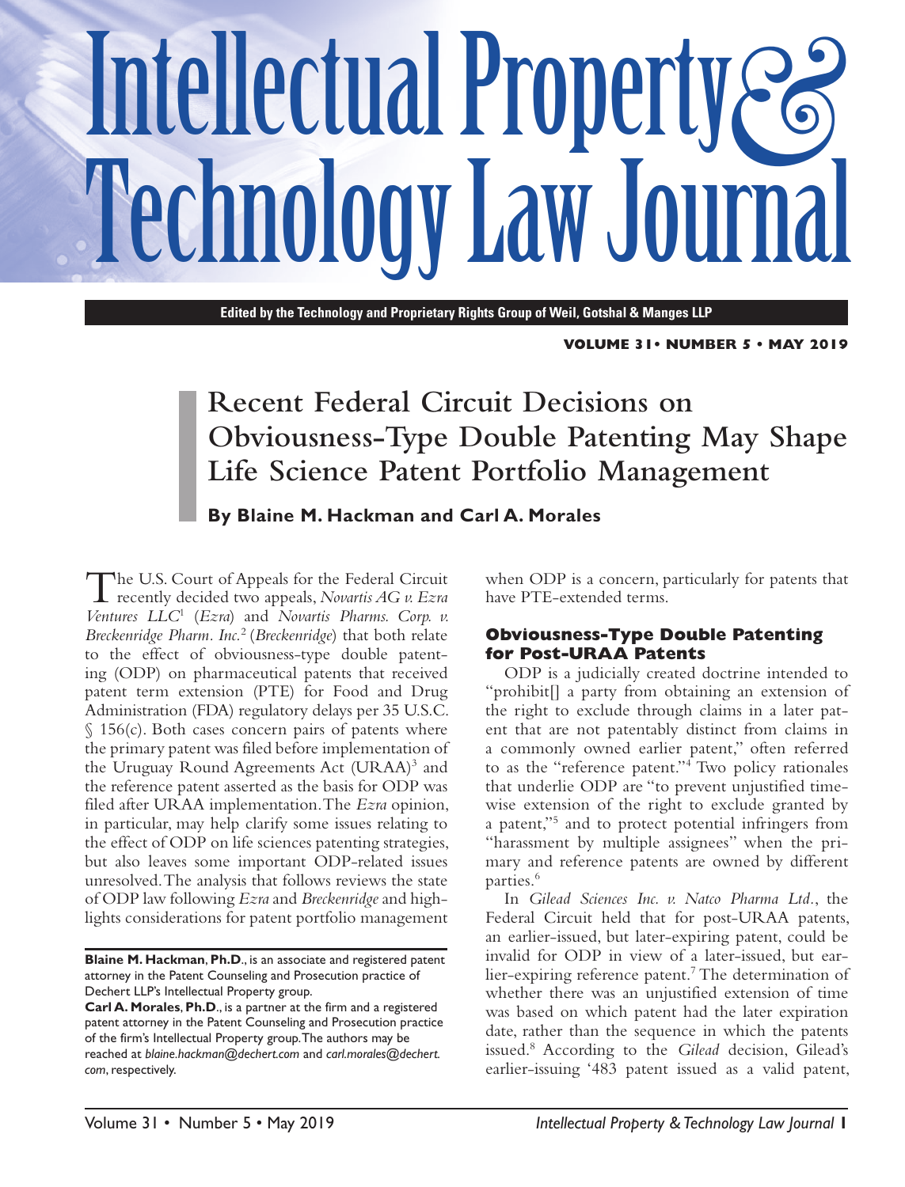# Intellectual Property & Technology Law Journal

**Edited by the Technology and Proprietary Rights Group of Weil, Gotshal & Manges LLP**

**VOLUME 31 • NUMBER 5 • MAY 2019**

## Recent Federal Circuit Decisions on Obviousness-Type Double Patenting May Shape Life Science Patent Portfolio Management

**By Blaine M. Hackman and Carl A. Morales**

The U.S. Court of Appeals for the Federal Circuit recently decided two appeals, *Novartis AG v. Ezra Ventures LLC*[1] (*Ezra*) and *Novartis Pharms. Corp. v. Breckenridge Pharm. Inc.*[2] (*Breckenridge*) that both relate to the effect of obviousness-type double patenting (ODP) on pharmaceutical patents that received patent term extension (PTE) for Food and Drug Administration (FDA) regulatory delays per 35 U.S.C. § 156(c). Both cases concern pairs of patents where the primary patent was filed before implementation of the Uruguay Round Agreements Act (URAA)[3] and the reference patent asserted as the basis for ODP was filed after URAA implementation. The *Ezra* opinion, in particular, may help clarify some issues relating to the effect of ODP on life sciences patenting strategies, but also leaves some important ODP-related issues unresolved. The analysis that follows reviews the state of ODP law following *Ezra* and *Breckenridge* and highlights considerations for patent portfolio management when ODP is a concern, particularly for patents that have PTE-extended terms.

### Obviousness-Type Double Patenting for Post-URAA Patents

ODP is a judicially created doctrine intended to "prohibit[] a party from obtaining an extension of the right to exclude through claims in a later patent that are not patentably distinct from claims in a commonly owned earlier patent," often referred to as the "reference patent."[4] Two policy rationales that underlie ODP are "to prevent unjustified timewise extension of the right to exclude granted by a patent,"[5] and to protect potential infringers from "harassment by multiple assignees" when the primary and reference patents are owned by different parties.[6]

In *Gilead Sciences Inc. v. Natco Pharma Ltd.*, the Federal Circuit held that for post-URAA patents, an earlier-issued, but later-expiring patent, could be invalid for ODP in view of a later-issued, but earlier-expiring reference patent.[7] The determination of whether there was an unjustified extension of time was based on which patent had the later expiration date, rather than the sequence in which the patents issued.[8] According to the *Gilead* decision, Gilead's earlier-issuing '483 patent issued as a valid patent,

---

**Blaine M. Hackman, Ph.D.**, is an associate and registered patent attorney in the Patent Counseling and Prosecution practice of Dechert LLP's Intellectual Property group.
**Carl A. Morales, Ph.D.**, is a partner at the firm and a registered patent attorney in the Patent Counseling and Prosecution practice of the firm's Intellectual Property group. The authors may be reached at *blaine.hackman@dechert.com* and *carl.morales@dechert.com*, respectively.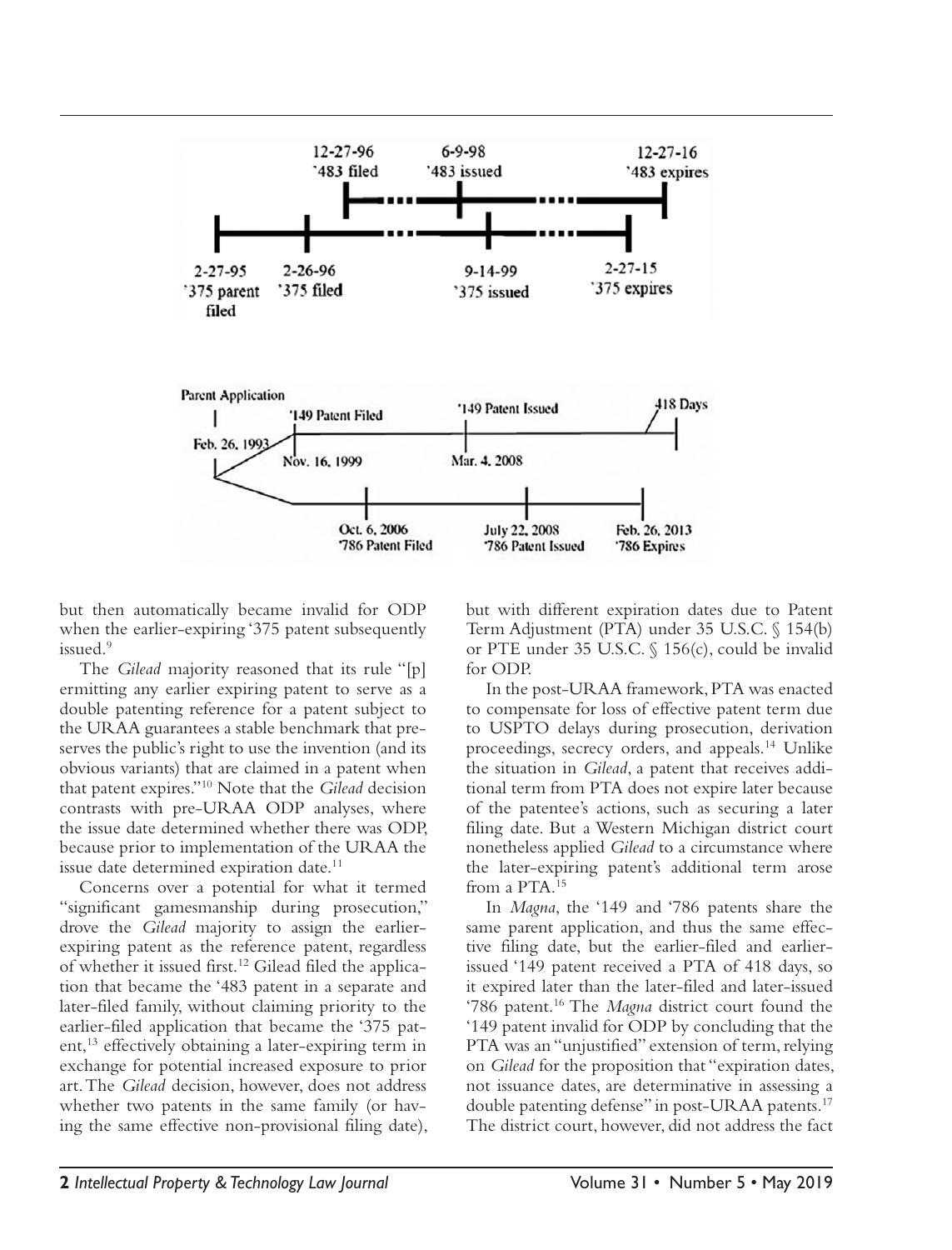but then automatically became invalid for ODP when the earlier-expiring '375 patent subsequently issued.[9]

The *Gilead* majority reasoned that its rule "[p]ermitting any earlier expiring patent to serve as a double patenting reference for a patent subject to the URAA guarantees a stable benchmark that preserves the public's right to use the invention (and its obvious variants) that are claimed in a patent when that patent expires."[10] Note that the *Gilead* decision contrasts with pre-URAA ODP analyses, where the issue date determined whether there was ODP, because prior to implementation of the URAA the issue date determined expiration date.[11]

Concerns over a potential for what it termed "significant gamesmanship during prosecution," drove the *Gilead* majority to assign the earlier-expiring patent as the reference patent, regardless of whether it issued first.[12] Gilead filed the application that became the '483 patent in a separate and later-filed family, without claiming priority to the earlier-filed application that became the '375 patent,[13] effectively obtaining a later-expiring term in exchange for potential increased exposure to prior art. The *Gilead* decision, however, does not address whether two patents in the same family (or having the same effective non-provisional filing date), but with different expiration dates due to Patent Term Adjustment (PTA) under 35 U.S.C. § 154(b) or PTE under 35 U.S.C. § 156(c), could be invalid for ODP.

In the post-URAA framework, PTA was enacted to compensate for loss of effective patent term due to USPTO delays during prosecution, derivation proceedings, secrecy orders, and appeals.[14] Unlike the situation in *Gilead*, a patent that receives additional term from PTA does not expire later because of the patentee's actions, such as securing a later filing date. But a Western Michigan district court nonetheless applied *Gilead* to a circumstance where the later-expiring patent's additional term arose from a PTA.[15]

In *Magna*, the '149 and '786 patents share the same parent application, and thus the same effective filing date, but the earlier-filed and earlier-issued '149 patent received a PTA of 418 days, so it expired later than the later-filed and later-issued '786 patent.[16] The *Magna* district court found the '149 patent invalid for ODP by concluding that the PTA was an "unjustified" extension of term, relying on *Gilead* for the proposition that "expiration dates, not issuance dates, are determinative in assessing a double patenting defense" in post-URAA patents.[17] The district court, however, did not address the fact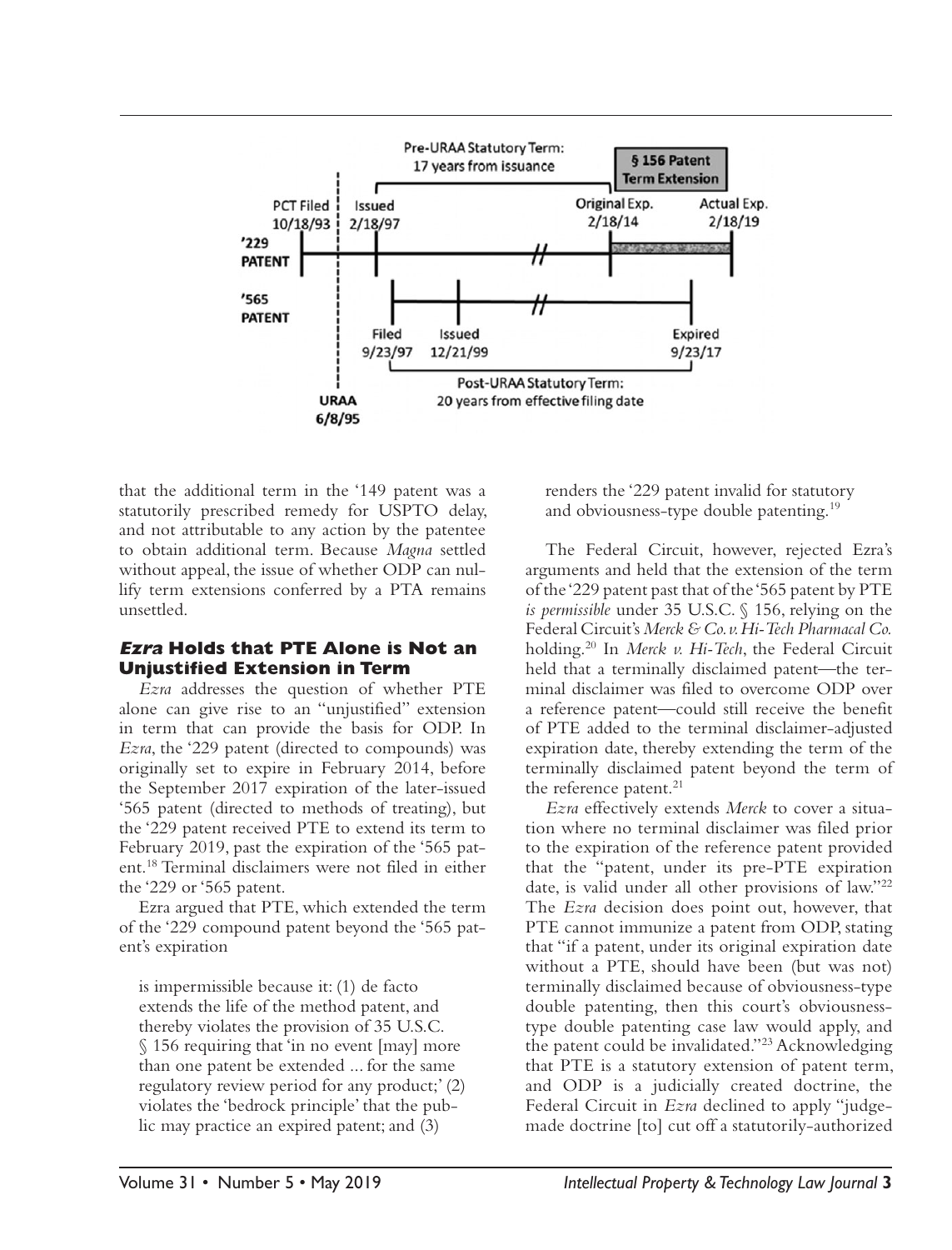that the additional term in the '149 patent was a statutorily prescribed remedy for USPTO delay, and not attributable to any action by the patentee to obtain additional term. Because *Magna* settled without appeal, the issue of whether ODP can nullify term extensions conferred by a PTA remains unsettled.

### *Ezra* Holds that PTE Alone is Not an Unjustified Extension in Term

*Ezra* addresses the question of whether PTE alone can give rise to an "unjustified" extension in term that can provide the basis for ODP. In *Ezra*, the '229 patent (directed to compounds) was originally set to expire in February 2014, before the September 2017 expiration of the later-issued '565 patent (directed to methods of treating), but the '229 patent received PTE to extend its term to February 2019, past the expiration of the '565 patent.[18] Terminal disclaimers were not filed in either the '229 or '565 patent.

Ezra argued that PTE, which extended the term of the '229 compound patent beyond the '565 patent's expiration

> is impermissible because it: (1) de facto extends the life of the method patent, and thereby violates the provision of 35 U.S.C. § 156 requiring that 'in no event [may] more than one patent be extended ... for the same regulatory review period for any product;' (2) violates the 'bedrock principle' that the public may practice an expired patent; and (3) renders the '229 patent invalid for statutory and obviousness-type double patenting.[19]

The Federal Circuit, however, rejected Ezra's arguments and held that the extension of the term of the '229 patent past that of the '565 patent by PTE *is permissible* under 35 U.S.C. § 156, relying on the Federal Circuit's *Merck & Co. v. Hi-Tech Pharmacal Co.* holding.[20] In *Merck v. Hi-Tech*, the Federal Circuit held that a terminally disclaimed patent—the terminal disclaimer was filed to overcome ODP over a reference patent—could still receive the benefit of PTE added to the terminal disclaimer-adjusted expiration date, thereby extending the term of the terminally disclaimed patent beyond the term of the reference patent.[21]

*Ezra* effectively extends *Merck* to cover a situation where no terminal disclaimer was filed prior to the expiration of the reference patent provided that the "patent, under its pre-PTE expiration date, is valid under all other provisions of law."[22] The *Ezra* decision does point out, however, that PTE cannot immunize a patent from ODP, stating that "if a patent, under its original expiration date without a PTE, should have been (but was not) terminally disclaimed because of obviousness-type double patenting, then this court's obviousness-type double patenting case law would apply, and the patent could be invalidated."[23] Acknowledging that PTE is a statutory extension of patent term, and ODP is a judicially created doctrine, the Federal Circuit in *Ezra* declined to apply "judge-made doctrine [to] cut off a statutorily-authorized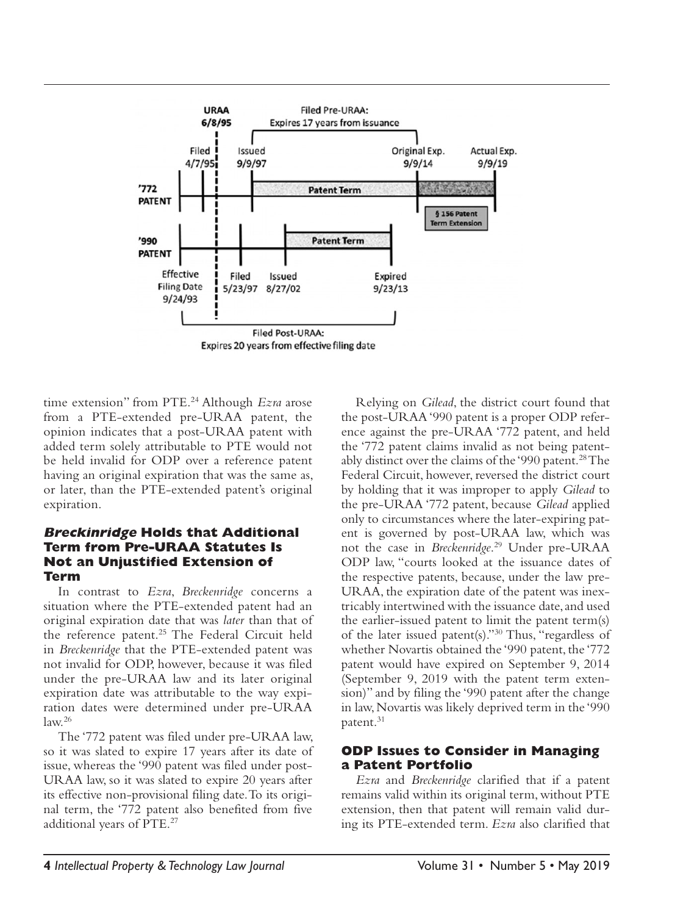URAA 6/8/95

Filed Pre-URAA: Expires 17 years from issuance

'772 PATENT: Filed 4/7/95; Issued 9/9/97; Patent Term; Original Exp. 9/9/14; Actual Exp. 9/9/19; § 156 Patent Term Extension

'990 PATENT: Effective Filing Date 9/24/93; Filed 5/23/97; Issued 8/27/02; Patent Term; Expired 9/23/13

Filed Post-URAA: Expires 20 years from effective filing date

time extension" from PTE.[24] Although *Ezra* arose from a PTE-extended pre-URAA patent, the opinion indicates that a post-URAA patent with added term solely attributable to PTE would not be held invalid for ODP over a reference patent having an original expiration that was the same as, or later, than the PTE-extended patent's original expiration.

### *Breckinridge* Holds that Additional Term from Pre-URAA Statutes Is Not an Unjustified Extension of Term

In contrast to *Ezra*, *Breckenridge* concerns a situation where the PTE-extended patent had an original expiration date that was *later* than that of the reference patent.[25] The Federal Circuit held in *Breckenridge* that the PTE-extended patent was not invalid for ODP, however, because it was filed under the pre-URAA law and its later original expiration date was attributable to the way expiration dates were determined under pre-URAA law.[26]

The '772 patent was filed under pre-URAA law, so it was slated to expire 17 years after its date of issue, whereas the '990 patent was filed under post-URAA law, so it was slated to expire 20 years after its effective non-provisional filing date. To its original term, the '772 patent also benefited from five additional years of PTE.[27]

Relying on *Gilead*, the district court found that the post-URAA '990 patent is a proper ODP reference against the pre-URAA '772 patent, and held the '772 patent claims invalid as not being patentably distinct over the claims of the '990 patent.[28] The Federal Circuit, however, reversed the district court by holding that it was improper to apply *Gilead* to the pre-URAA '772 patent, because *Gilead* applied only to circumstances where the later-expiring patent is governed by post-URAA law, which was not the case in *Breckenridge*.[29] Under pre-URAA ODP law, "courts looked at the issuance dates of the respective patents, because, under the law pre-URAA, the expiration date of the patent was inextricably intertwined with the issuance date, and used the earlier-issued patent to limit the patent term(s) of the later issued patent(s)."[30] Thus, "regardless of whether Novartis obtained the '990 patent, the '772 patent would have expired on September 9, 2014 (September 9, 2019 with the patent term extension)" and by filing the '990 patent after the change in law, Novartis was likely deprived term in the '990 patent.[31]

### ODP Issues to Consider in Managing a Patent Portfolio

*Ezra* and *Breckenridge* clarified that if a patent remains valid within its original term, without PTE extension, then that patent will remain valid during its PTE-extended term. *Ezra* also clarified that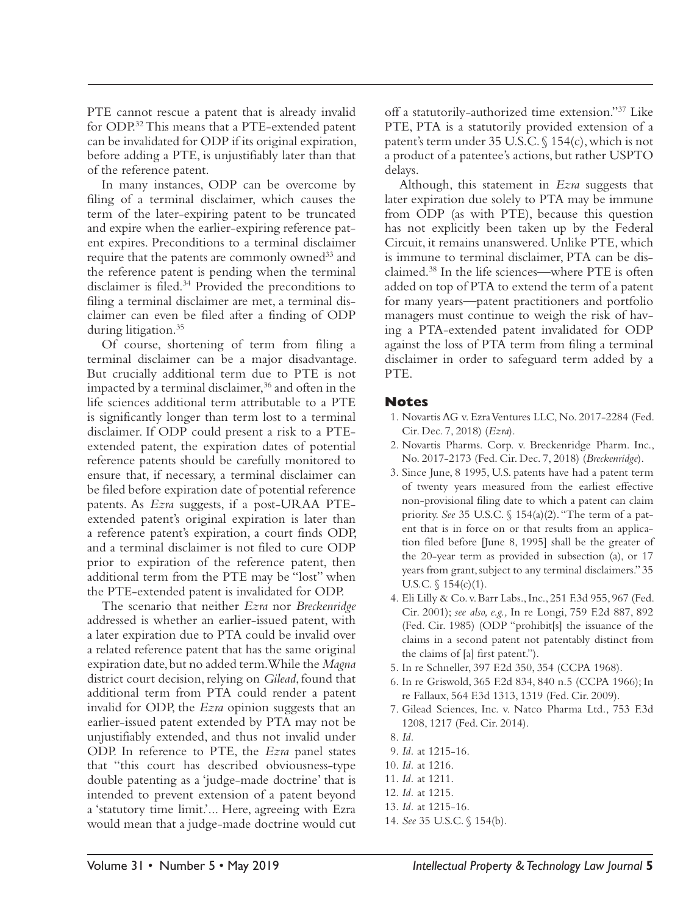PTE cannot rescue a patent that is already invalid for ODP.[32] This means that a PTE-extended patent can be invalidated for ODP if its original expiration, before adding a PTE, is unjustifiably later than that of the reference patent.

In many instances, ODP can be overcome by filing of a terminal disclaimer, which causes the term of the later-expiring patent to be truncated and expire when the earlier-expiring reference patent expires. Preconditions to a terminal disclaimer require that the patents are commonly owned[33] and the reference patent is pending when the terminal disclaimer is filed.[34] Provided the preconditions to filing a terminal disclaimer are met, a terminal disclaimer can even be filed after a finding of ODP during litigation.[35]

Of course, shortening of term from filing a terminal disclaimer can be a major disadvantage. But crucially additional term due to PTE is not impacted by a terminal disclaimer,[36] and often in the life sciences additional term attributable to a PTE is significantly longer than term lost to a terminal disclaimer. If ODP could present a risk to a PTE-extended patent, the expiration dates of potential reference patents should be carefully monitored to ensure that, if necessary, a terminal disclaimer can be filed before expiration date of potential reference patents. As *Ezra* suggests, if a post-URAA PTE-extended patent's original expiration is later than a reference patent's expiration, a court finds ODP, and a terminal disclaimer is not filed to cure ODP prior to expiration of the reference patent, then additional term from the PTE may be "lost" when the PTE-extended patent is invalidated for ODP.

The scenario that neither *Ezra* nor *Breckenridge* addressed is whether an earlier-issued patent, with a later expiration due to PTA could be invalid over a related reference patent that has the same original expiration date, but no added term. While the *Magna* district court decision, relying on *Gilead*, found that additional term from PTA could render a patent invalid for ODP, the *Ezra* opinion suggests that an earlier-issued patent extended by PTA may not be unjustifiably extended, and thus not invalid under ODP. In reference to PTE, the *Ezra* panel states that "this court has described obviousness-type double patenting as a 'judge-made doctrine' that is intended to prevent extension of a patent beyond a 'statutory time limit.'... Here, agreeing with Ezra would mean that a judge-made doctrine would cut off a statutorily-authorized time extension."[37] Like PTE, PTA is a statutorily provided extension of a patent's term under 35 U.S.C. § 154(c), which is not a product of a patentee's actions, but rather USPTO delays.

Although, this statement in *Ezra* suggests that later expiration due solely to PTA may be immune from ODP (as with PTE), because this question has not explicitly been taken up by the Federal Circuit, it remains unanswered. Unlike PTE, which is immune to terminal disclaimer, PTA can be disclaimed.[38] In the life sciences—where PTE is often added on top of PTA to extend the term of a patent for many years—patent practitioners and portfolio managers must continue to weigh the risk of having a PTA-extended patent invalidated for ODP against the loss of PTA term from filing a terminal disclaimer in order to safeguard term added by a PTE.

## Notes

1. Novartis AG v. Ezra Ventures LLC, No. 2017-2284 (Fed. Cir. Dec. 7, 2018) (*Ezra*).
2. Novartis Pharms. Corp. v. Breckenridge Pharm. Inc., No. 2017-2173 (Fed. Cir. Dec. 7, 2018) (*Breckenridge*).
3. Since June, 8 1995, U.S. patents have had a patent term of twenty years measured from the earliest effective non-provisional filing date to which a patent can claim priority. *See* 35 U.S.C. § 154(a)(2). "The term of a patent that is in force on or that results from an application filed before [June 8, 1995] shall be the greater of the 20-year term as provided in subsection (a), or 17 years from grant, subject to any terminal disclaimers." 35 U.S.C. § 154(c)(1).
4. Eli Lilly & Co. v. Barr Labs., Inc., 251 F.3d 955, 967 (Fed. Cir. 2001); *see also, e.g.,* In re Longi, 759 F.2d 887, 892 (Fed. Cir. 1985) (ODP "prohibit[s] the issuance of the claims in a second patent not patentably distinct from the claims of [a] first patent.").
5. In re Schneller, 397 F.2d 350, 354 (CCPA 1968).
6. In re Griswold, 365 F.2d 834, 840 n.5 (CCPA 1966); In re Fallaux, 564 F.3d 1313, 1319 (Fed. Cir. 2009).
7. Gilead Sciences, Inc. v. Natco Pharma Ltd., 753 F.3d 1208, 1217 (Fed. Cir. 2014).
8. *Id.*
9. *Id.* at 1215-16.
10. *Id.* at 1216.
11. *Id.* at 1211.
12. *Id.* at 1215.
13. *Id.* at 1215-16.
14. *See* 35 U.S.C. § 154(b).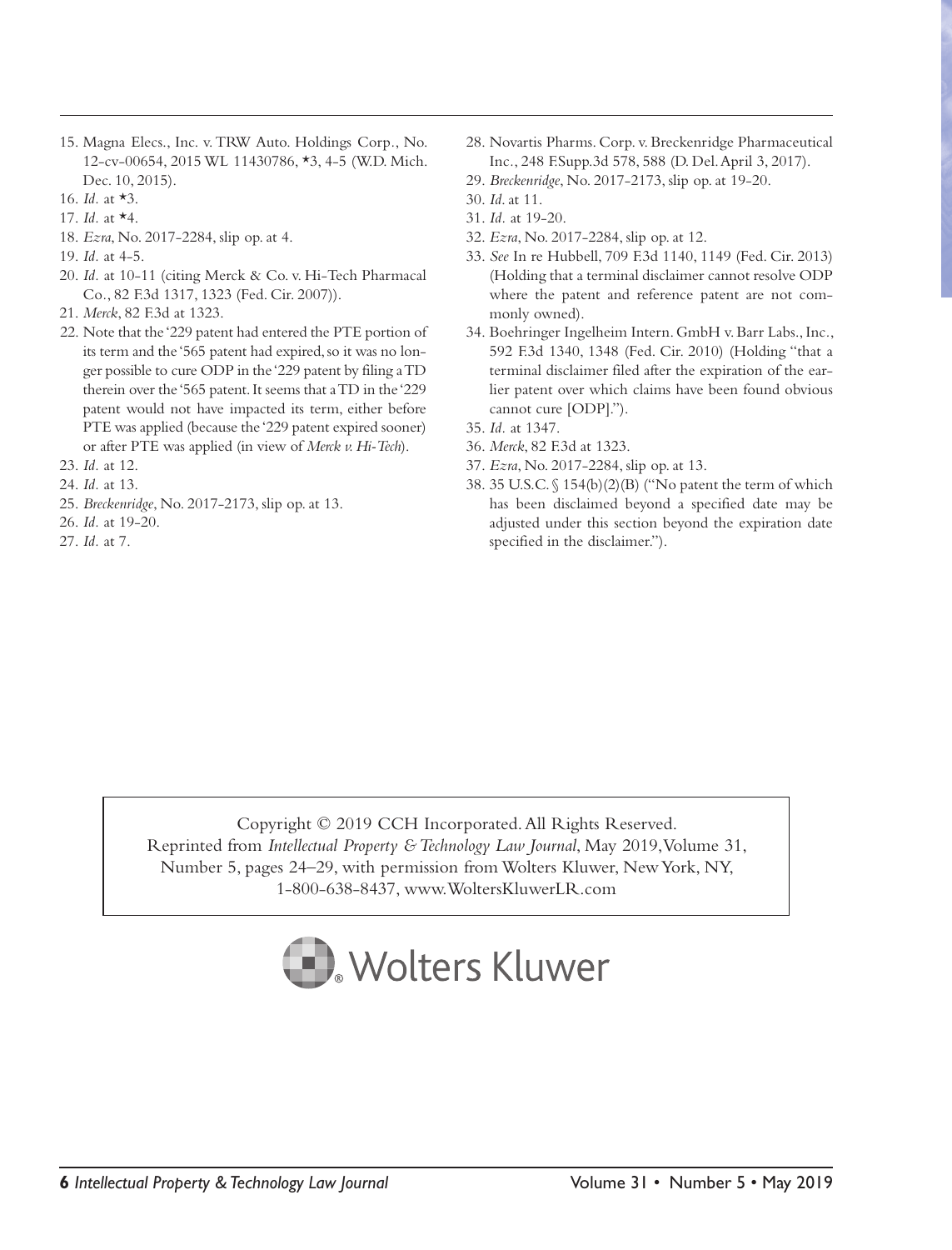15. Magna Elecs., Inc. v. TRW Auto. Holdings Corp., No. 12-cv-00654, 2015 WL 11430786, *3, 4-5 (W.D. Mich. Dec. 10, 2015).
16. *Id.* at *3.
17. *Id.* at *4.
18. *Ezra*, No. 2017-2284, slip op. at 4.
19. *Id.* at 4-5.
20. *Id.* at 10-11 (citing Merck & Co. v. Hi-Tech Pharmacal Co., 82 F.3d 1317, 1323 (Fed. Cir. 2007)).
21. *Merck*, 82 F.3d at 1323.
22. Note that the '229 patent had entered the PTE portion of its term and the '565 patent had expired, so it was no longer possible to cure ODP in the '229 patent by filing a TD therein over the '565 patent. It seems that a TD in the '229 patent would not have impacted its term, either before PTE was applied (because the '229 patent expired sooner) or after PTE was applied (in view of *Merck v. Hi-Tech*).
23. *Id.* at 12.
24. *Id.* at 13.
25. *Breckenridge*, No. 2017-2173, slip op. at 13.
26. *Id.* at 19-20.
27. *Id.* at 7.
28. Novartis Pharms. Corp. v. Breckenridge Pharmaceutical Inc., 248 F.Supp.3d 578, 588 (D. Del. April 3, 2017).
29. *Breckenridge*, No. 2017-2173, slip op. at 19-20.
30. *Id.* at 11.
31. *Id.* at 19-20.
32. *Ezra*, No. 2017-2284, slip op. at 12.
33. *See* In re Hubbell, 709 F.3d 1140, 1149 (Fed. Cir. 2013) (Holding that a terminal disclaimer cannot resolve ODP where the patent and reference patent are not commonly owned).
34. Boehringer Ingelheim Intern. GmbH v. Barr Labs., Inc., 592 F.3d 1340, 1348 (Fed. Cir. 2010) (Holding "that a terminal disclaimer filed after the expiration of the earlier patent over which claims have been found obvious cannot cure [ODP].").
35. *Id.* at 1347.
36. *Merck*, 82 F.3d at 1323.
37. *Ezra*, No. 2017-2284, slip op. at 13.
38. 35 U.S.C. § 154(b)(2)(B) ("No patent the term of which has been disclaimed beyond a specified date may be adjusted under this section beyond the expiration date specified in the disclaimer.").

Copyright © 2019 CCH Incorporated. All Rights Reserved.
Reprinted from *Intellectual Property & Technology Law Journal*, May 2019, Volume 31, Number 5, pages 24–29, with permission from Wolters Kluwer, New York, NY, 1-800-638-8437, www.WoltersKluwerLR.com

Wolters Kluwer